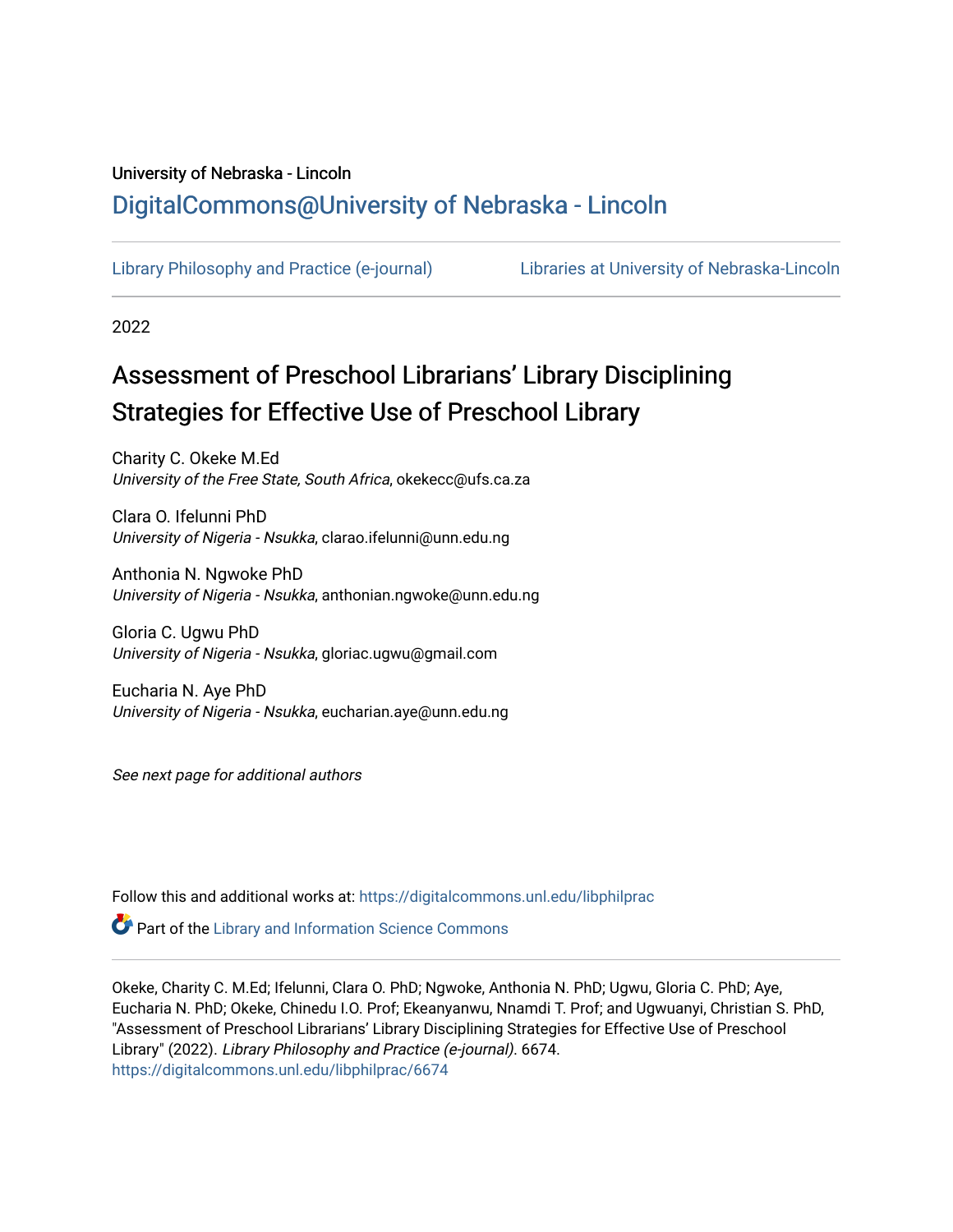University of Nebraska - Lincoln

## DigitalCommons@University of Nebraska - Lincoln

Library Philosophy and Practice (e-journal) | Libraries at University of Nebraska-Lincoln

2022

# Assessment of Preschool Librarians' Library Disciplining Strategies for Effective Use of Preschool Library

Charity C. Okeke M.Ed
*University of the Free State, South Africa*, okekecc@ufs.ca.za

Clara O. Ifelunni PhD
*University of Nigeria - Nsukka*, clarao.ifelunni@unn.edu.ng

Anthonia N. Ngwoke PhD
*University of Nigeria - Nsukka*, anthonian.ngwoke@unn.edu.ng

Gloria C. Ugwu PhD
*University of Nigeria - Nsukka*, gloriac.ugwu@gmail.com

Eucharia N. Aye PhD
*University of Nigeria - Nsukka*, eucharian.aye@unn.edu.ng

*See next page for additional authors*

Follow this and additional works at: https://digitalcommons.unl.edu/libphilprac

Part of the Library and Information Science Commons

Okeke, Charity C. M.Ed; Ifelunni, Clara O. PhD; Ngwoke, Anthonia N. PhD; Ugwu, Gloria C. PhD; Aye, Eucharia N. PhD; Okeke, Chinedu I.O. Prof; Ekeanyanwu, Nnamdi T. Prof; and Ugwuanyi, Christian S. PhD, "Assessment of Preschool Librarians' Library Disciplining Strategies for Effective Use of Preschool Library" (2022). *Library Philosophy and Practice (e-journal)*. 6674.
https://digitalcommons.unl.edu/libphilprac/6674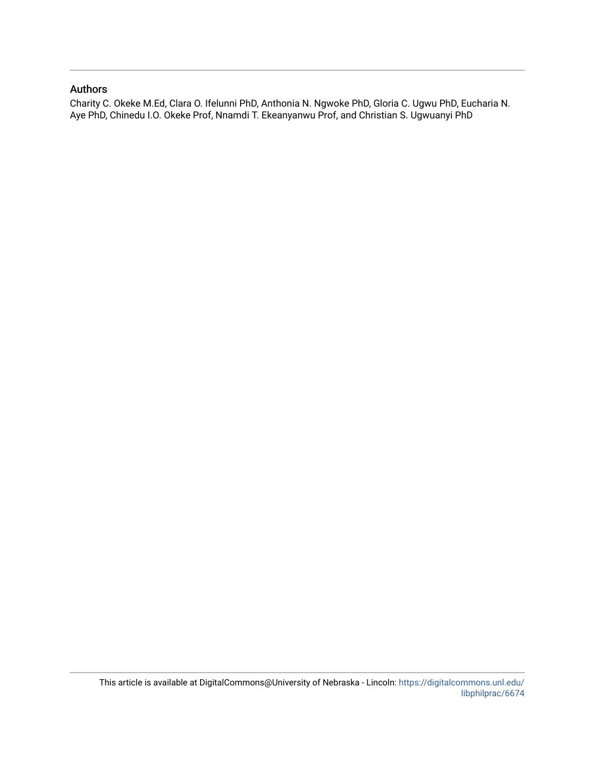## Authors

Charity C. Okeke M.Ed, Clara O. Ifelunni PhD, Anthonia N. Ngwoke PhD, Gloria C. Ugwu PhD, Eucharia N. Aye PhD, Chinedu I.O. Okeke Prof, Nnamdi T. Ekeanyanwu Prof, and Christian S. Ugwuanyi PhD

This article is available at DigitalCommons@University of Nebraska - Lincoln: https://digitalcommons.unl.edu/libphilprac/6674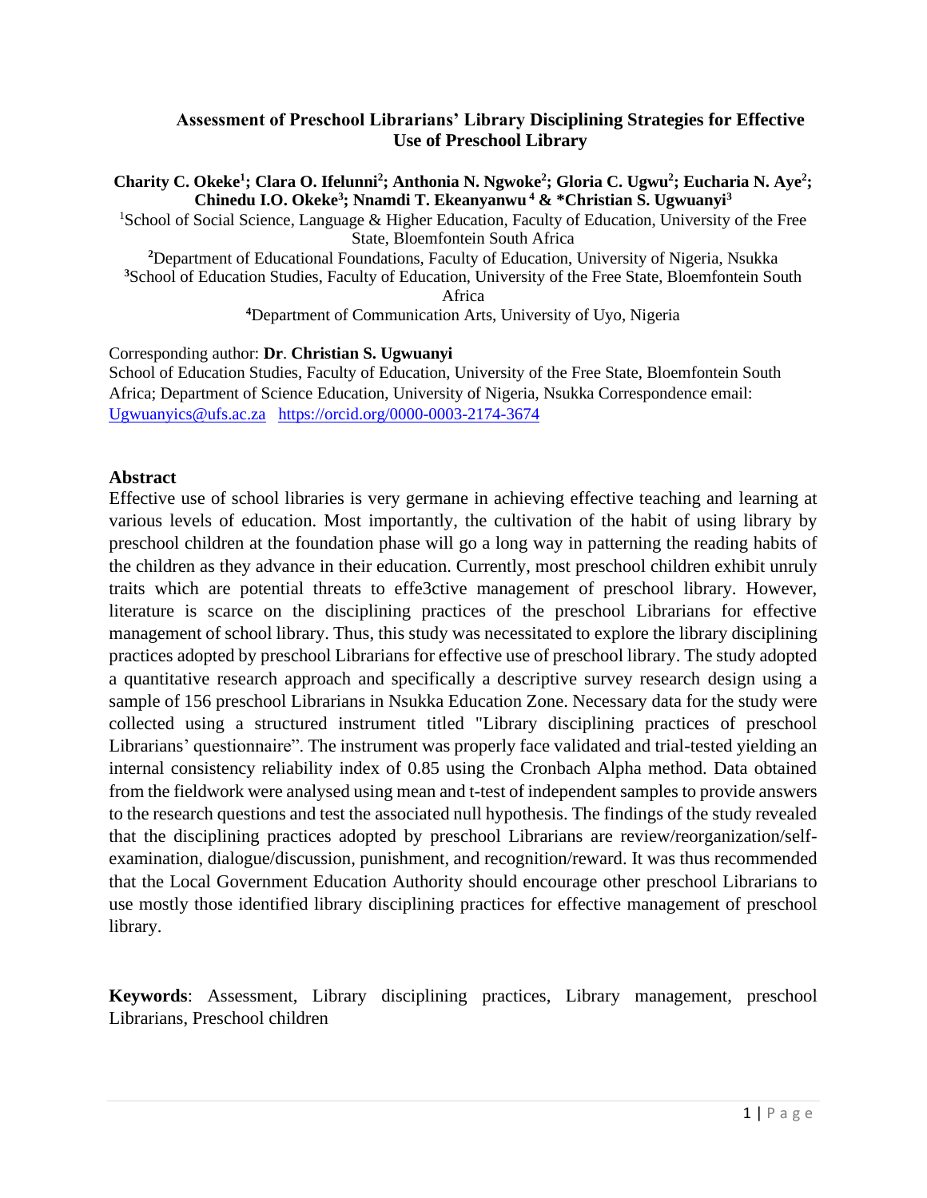# Assessment of Preschool Librarians' Library Disciplining Strategies for Effective Use of Preschool Library

**Charity C. Okeke[1]; Clara O. Ifelunni[2]; Anthonia N. Ngwoke[2]; Gloria C. Ugwu[2]; Eucharia N. Aye[2]; Chinedu I.O. Okeke[3]; Nnamdi T. Ekeanyanwu[4] & *Christian S. Ugwuanyi[3]**

[1]School of Social Science, Language & Higher Education, Faculty of Education, University of the Free State, Bloemfontein South Africa

[2]Department of Educational Foundations, Faculty of Education, University of Nigeria, Nsukka

[3]School of Education Studies, Faculty of Education, University of the Free State, Bloemfontein South Africa

[4]Department of Communication Arts, University of Uyo, Nigeria

Corresponding author: **Dr**. **Christian S. Ugwuanyi**
School of Education Studies, Faculty of Education, University of the Free State, Bloemfontein South Africa; Department of Science Education, University of Nigeria, Nsukka Correspondence email: Ugwuanyics@ufs.ac.za https://orcid.org/0000-0003-2174-3674

## Abstract

Effective use of school libraries is very germane in achieving effective teaching and learning at various levels of education. Most importantly, the cultivation of the habit of using library by preschool children at the foundation phase will go a long way in patterning the reading habits of the children as they advance in their education. Currently, most preschool children exhibit unruly traits which are potential threats to effe3ctive management of preschool library. However, literature is scarce on the disciplining practices of the preschool Librarians for effective management of school library. Thus, this study was necessitated to explore the library disciplining practices adopted by preschool Librarians for effective use of preschool library. The study adopted a quantitative research approach and specifically a descriptive survey research design using a sample of 156 preschool Librarians in Nsukka Education Zone. Necessary data for the study were collected using a structured instrument titled "Library disciplining practices of preschool Librarians' questionnaire". The instrument was properly face validated and trial-tested yielding an internal consistency reliability index of 0.85 using the Cronbach Alpha method. Data obtained from the fieldwork were analysed using mean and t-test of independent samples to provide answers to the research questions and test the associated null hypothesis. The findings of the study revealed that the disciplining practices adopted by preschool Librarians are review/reorganization/self-examination, dialogue/discussion, punishment, and recognition/reward. It was thus recommended that the Local Government Education Authority should encourage other preschool Librarians to use mostly those identified library disciplining practices for effective management of preschool library.

**Keywords**: Assessment, Library disciplining practices, Library management, preschool Librarians, Preschool children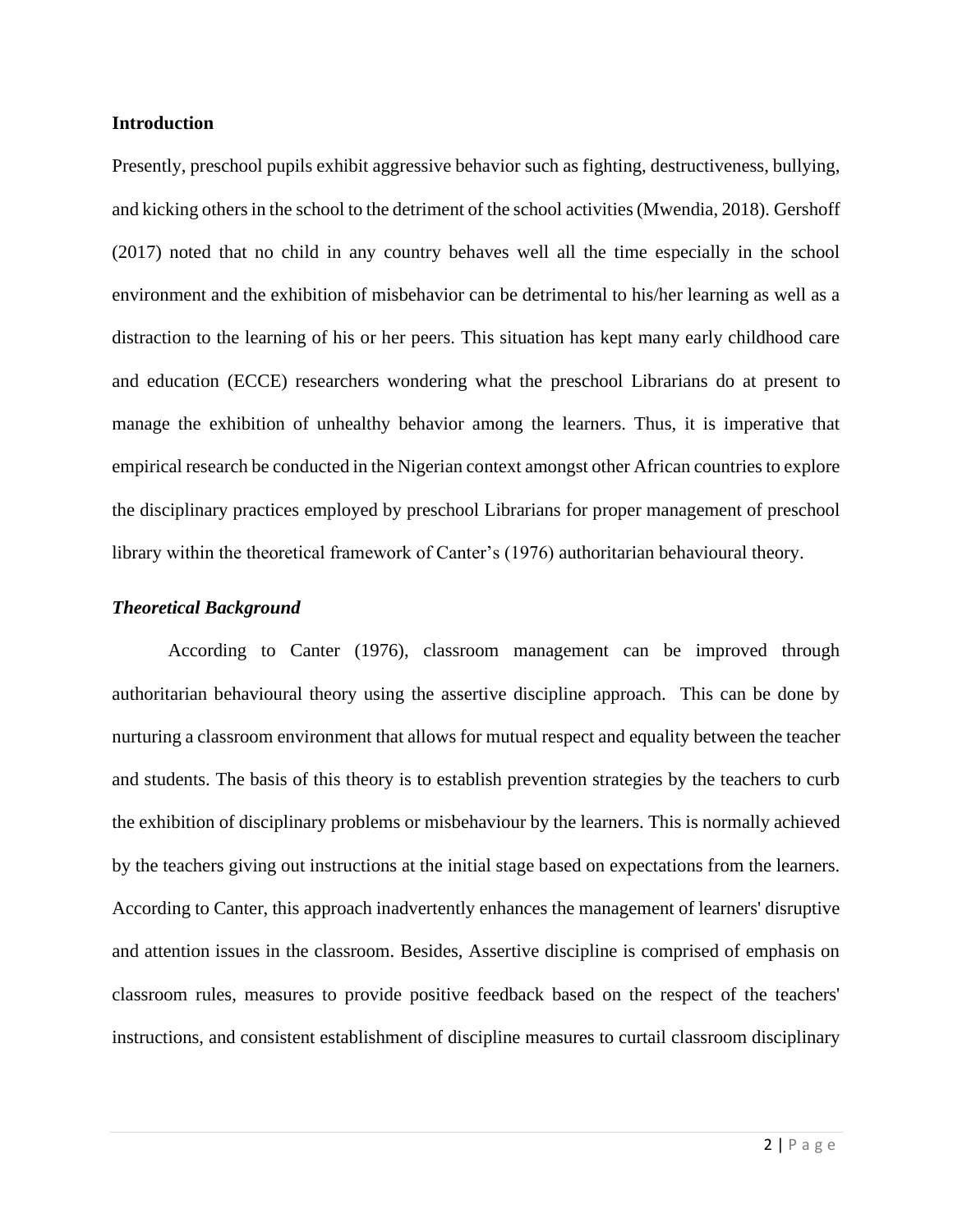**Introduction**

Presently, preschool pupils exhibit aggressive behavior such as fighting, destructiveness, bullying, and kicking others in the school to the detriment of the school activities (Mwendia, 2018). Gershoff (2017) noted that no child in any country behaves well all the time especially in the school environment and the exhibition of misbehavior can be detrimental to his/her learning as well as a distraction to the learning of his or her peers. This situation has kept many early childhood care and education (ECCE) researchers wondering what the preschool Librarians do at present to manage the exhibition of unhealthy behavior among the learners. Thus, it is imperative that empirical research be conducted in the Nigerian context amongst other African countries to explore the disciplinary practices employed by preschool Librarians for proper management of preschool library within the theoretical framework of Canter's (1976) authoritarian behavioural theory.

***Theoretical Background***

According to Canter (1976), classroom management can be improved through authoritarian behavioural theory using the assertive discipline approach. This can be done by nurturing a classroom environment that allows for mutual respect and equality between the teacher and students. The basis of this theory is to establish prevention strategies by the teachers to curb the exhibition of disciplinary problems or misbehaviour by the learners. This is normally achieved by the teachers giving out instructions at the initial stage based on expectations from the learners. According to Canter, this approach inadvertently enhances the management of learners' disruptive and attention issues in the classroom. Besides, Assertive discipline is comprised of emphasis on classroom rules, measures to provide positive feedback based on the respect of the teachers' instructions, and consistent establishment of discipline measures to curtail classroom disciplinary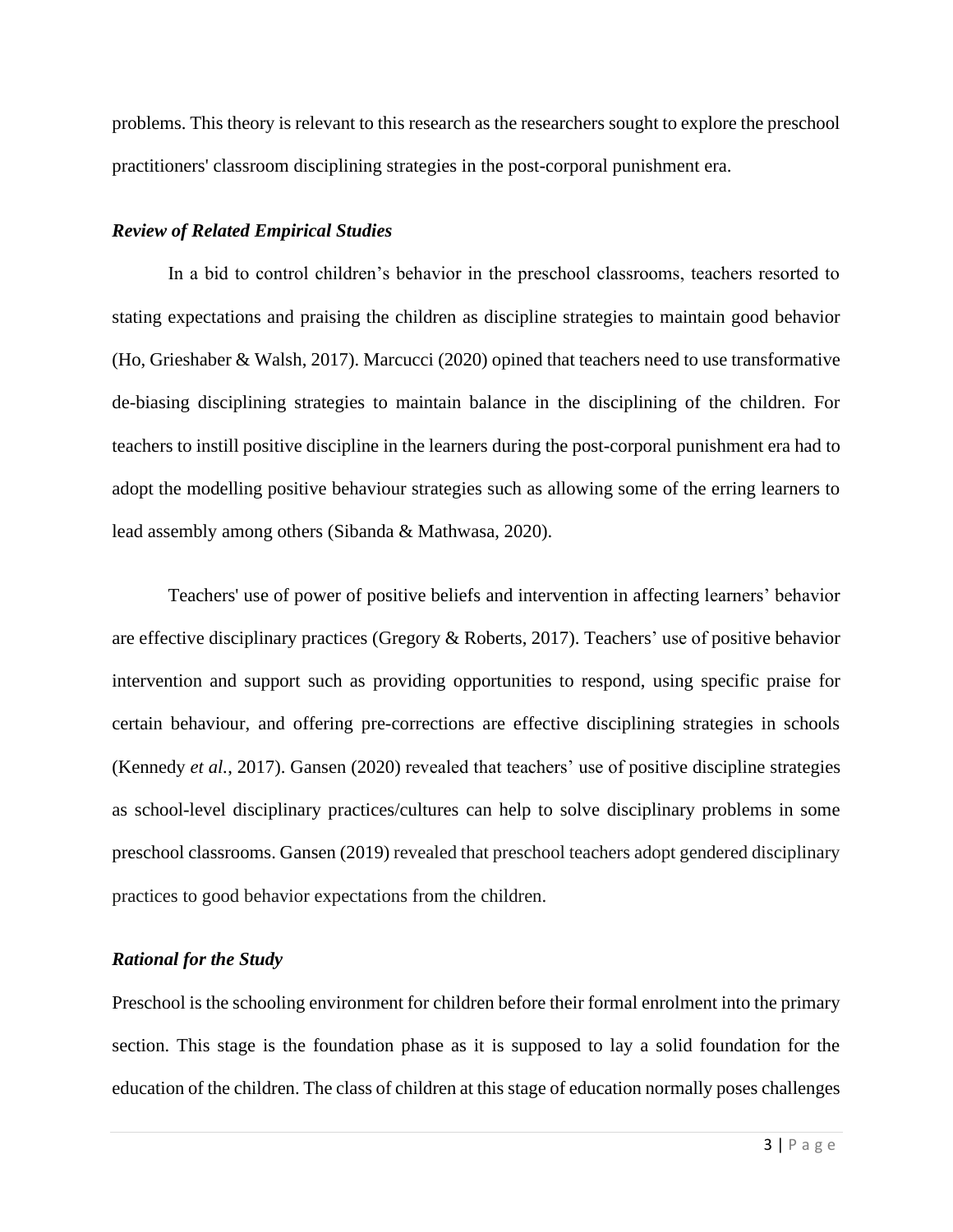problems. This theory is relevant to this research as the researchers sought to explore the preschool practitioners' classroom disciplining strategies in the post-corporal punishment era.

### *Review of Related Empirical Studies*

In a bid to control children's behavior in the preschool classrooms, teachers resorted to stating expectations and praising the children as discipline strategies to maintain good behavior (Ho, Grieshaber & Walsh, 2017). Marcucci (2020) opined that teachers need to use transformative de-biasing disciplining strategies to maintain balance in the disciplining of the children. For teachers to instill positive discipline in the learners during the post-corporal punishment era had to adopt the modelling positive behaviour strategies such as allowing some of the erring learners to lead assembly among others (Sibanda & Mathwasa, 2020).

Teachers' use of power of positive beliefs and intervention in affecting learners' behavior are effective disciplinary practices (Gregory & Roberts, 2017). Teachers' use of positive behavior intervention and support such as providing opportunities to respond, using specific praise for certain behaviour, and offering pre-corrections are effective disciplining strategies in schools (Kennedy *et al.*, 2017). Gansen (2020) revealed that teachers' use of positive discipline strategies as school-level disciplinary practices/cultures can help to solve disciplinary problems in some preschool classrooms. Gansen (2019) revealed that preschool teachers adopt gendered disciplinary practices to good behavior expectations from the children.

### *Rational for the Study*

Preschool is the schooling environment for children before their formal enrolment into the primary section. This stage is the foundation phase as it is supposed to lay a solid foundation for the education of the children. The class of children at this stage of education normally poses challenges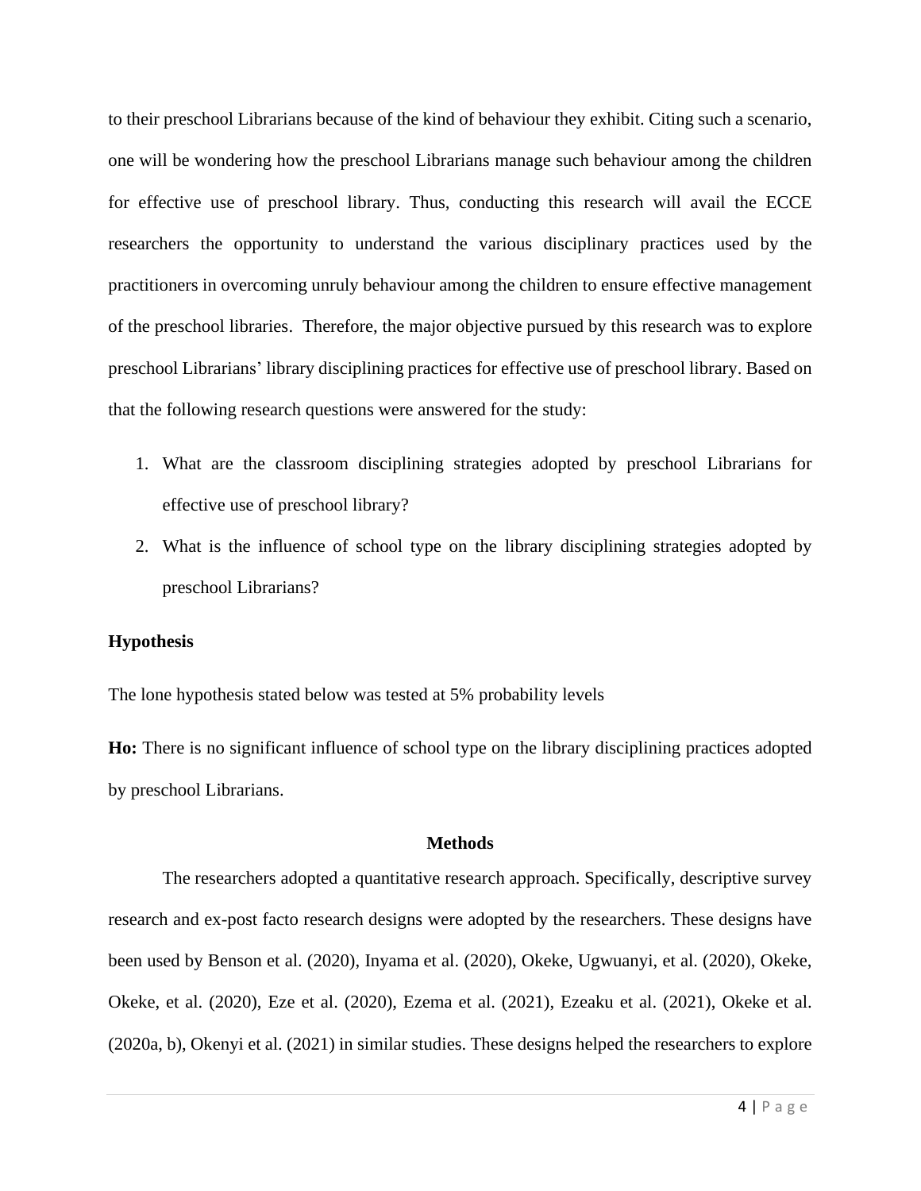to their preschool Librarians because of the kind of behaviour they exhibit. Citing such a scenario, one will be wondering how the preschool Librarians manage such behaviour among the children for effective use of preschool library. Thus, conducting this research will avail the ECCE researchers the opportunity to understand the various disciplinary practices used by the practitioners in overcoming unruly behaviour among the children to ensure effective management of the preschool libraries. Therefore, the major objective pursued by this research was to explore preschool Librarians' library disciplining practices for effective use of preschool library. Based on that the following research questions were answered for the study:

1. What are the classroom disciplining strategies adopted by preschool Librarians for effective use of preschool library?
2. What is the influence of school type on the library disciplining strategies adopted by preschool Librarians?

**Hypothesis**

The lone hypothesis stated below was tested at 5% probability levels

**Ho:** There is no significant influence of school type on the library disciplining practices adopted by preschool Librarians.

## Methods

The researchers adopted a quantitative research approach. Specifically, descriptive survey research and ex-post facto research designs were adopted by the researchers. These designs have been used by Benson et al. (2020), Inyama et al. (2020), Okeke, Ugwuanyi, et al. (2020), Okeke, Okeke, et al. (2020), Eze et al. (2020), Ezema et al. (2021), Ezeaku et al. (2021), Okeke et al. (2020a, b), Okenyi et al. (2021) in similar studies. These designs helped the researchers to explore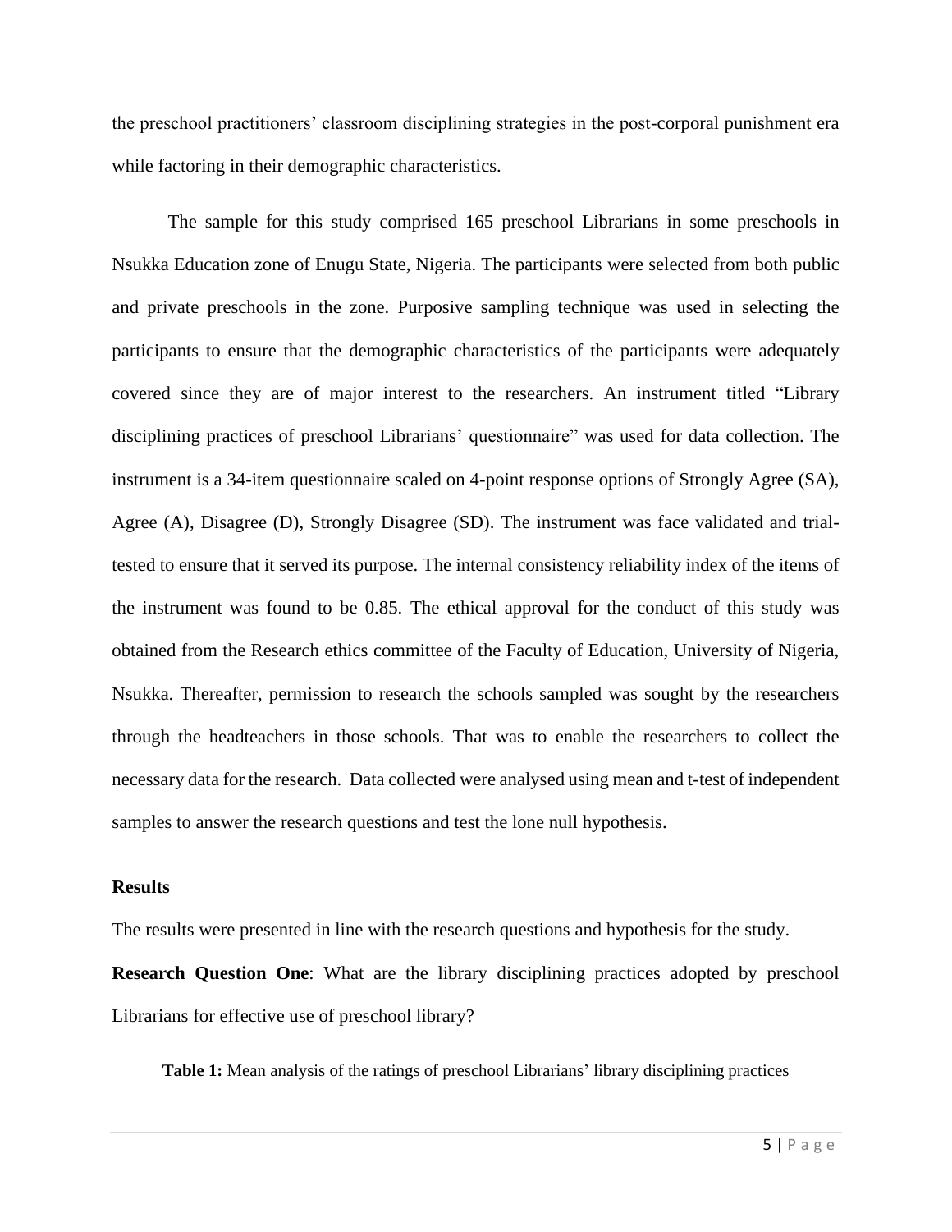the preschool practitioners' classroom disciplining strategies in the post-corporal punishment era while factoring in their demographic characteristics.

The sample for this study comprised 165 preschool Librarians in some preschools in Nsukka Education zone of Enugu State, Nigeria. The participants were selected from both public and private preschools in the zone. Purposive sampling technique was used in selecting the participants to ensure that the demographic characteristics of the participants were adequately covered since they are of major interest to the researchers. An instrument titled "Library disciplining practices of preschool Librarians' questionnaire" was used for data collection. The instrument is a 34-item questionnaire scaled on 4-point response options of Strongly Agree (SA), Agree (A), Disagree (D), Strongly Disagree (SD). The instrument was face validated and trial-tested to ensure that it served its purpose. The internal consistency reliability index of the items of the instrument was found to be 0.85. The ethical approval for the conduct of this study was obtained from the Research ethics committee of the Faculty of Education, University of Nigeria, Nsukka. Thereafter, permission to research the schools sampled was sought by the researchers through the headteachers in those schools. That was to enable the researchers to collect the necessary data for the research. Data collected were analysed using mean and t-test of independent samples to answer the research questions and test the lone null hypothesis.

## Results

The results were presented in line with the research questions and hypothesis for the study.

**Research Question One**: What are the library disciplining practices adopted by preschool Librarians for effective use of preschool library?

**Table 1:** Mean analysis of the ratings of preschool Librarians' library disciplining practices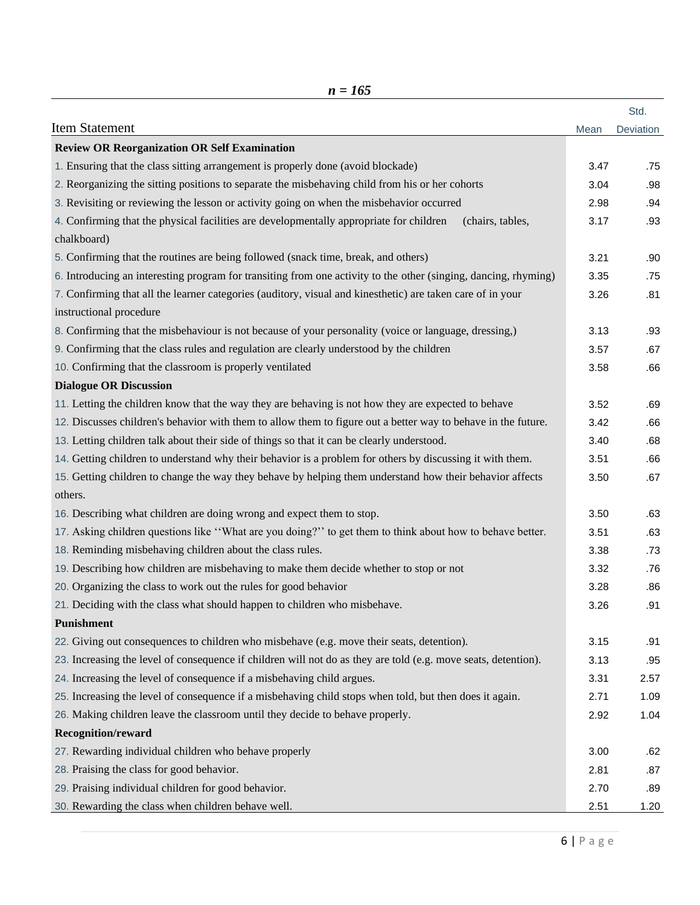*n = 165*

| Item Statement | Mean | Std. Deviation |
|---|---|---|
| **Review OR Reorganization OR Self Examination** | | |
| 1. Ensuring that the class sitting arrangement is properly done (avoid blockade) | 3.47 | .75 |
| 2. Reorganizing the sitting positions to separate the misbehaving child from his or her cohorts | 3.04 | .98 |
| 3. Revisiting or reviewing the lesson or activity going on when the misbehavior occurred | 2.98 | .94 |
| 4. Confirming that the physical facilities are developmentally appropriate for children (chairs, tables, chalkboard) | 3.17 | .93 |
| 5. Confirming that the routines are being followed (snack time, break, and others) | 3.21 | .90 |
| 6. Introducing an interesting program for transiting from one activity to the other (singing, dancing, rhyming) | 3.35 | .75 |
| 7. Confirming that all the learner categories (auditory, visual and kinesthetic) are taken care of in your instructional procedure | 3.26 | .81 |
| 8. Confirming that the misbehaviour is not because of your personality (voice or language, dressing,) | 3.13 | .93 |
| 9. Confirming that the class rules and regulation are clearly understood by the children | 3.57 | .67 |
| 10. Confirming that the classroom is properly ventilated | 3.58 | .66 |
| **Dialogue OR Discussion** | | |
| 11. Letting the children know that the way they are behaving is not how they are expected to behave | 3.52 | .69 |
| 12. Discusses children's behavior with them to allow them to figure out a better way to behave in the future. | 3.42 | .66 |
| 13. Letting children talk about their side of things so that it can be clearly understood. | 3.40 | .68 |
| 14. Getting children to understand why their behavior is a problem for others by discussing it with them. | 3.51 | .66 |
| 15. Getting children to change the way they behave by helping them understand how their behavior affects others. | 3.50 | .67 |
| 16. Describing what children are doing wrong and expect them to stop. | 3.50 | .63 |
| 17. Asking children questions like ''What are you doing?'' to get them to think about how to behave better. | 3.51 | .63 |
| 18. Reminding misbehaving children about the class rules. | 3.38 | .73 |
| 19. Describing how children are misbehaving to make them decide whether to stop or not | 3.32 | .76 |
| 20. Organizing the class to work out the rules for good behavior | 3.28 | .86 |
| 21. Deciding with the class what should happen to children who misbehave. | 3.26 | .91 |
| **Punishment** | | |
| 22. Giving out consequences to children who misbehave (e.g. move their seats, detention). | 3.15 | .91 |
| 23. Increasing the level of consequence if children will not do as they are told (e.g. move seats, detention). | 3.13 | .95 |
| 24. Increasing the level of consequence if a misbehaving child argues. | 3.31 | 2.57 |
| 25. Increasing the level of consequence if a misbehaving child stops when told, but then does it again. | 2.71 | 1.09 |
| 26. Making children leave the classroom until they decide to behave properly. | 2.92 | 1.04 |
| **Recognition/reward** | | |
| 27. Rewarding individual children who behave properly | 3.00 | .62 |
| 28. Praising the class for good behavior. | 2.81 | .87 |
| 29. Praising individual children for good behavior. | 2.70 | .89 |
| 30. Rewarding the class when children behave well. | 2.51 | 1.20 |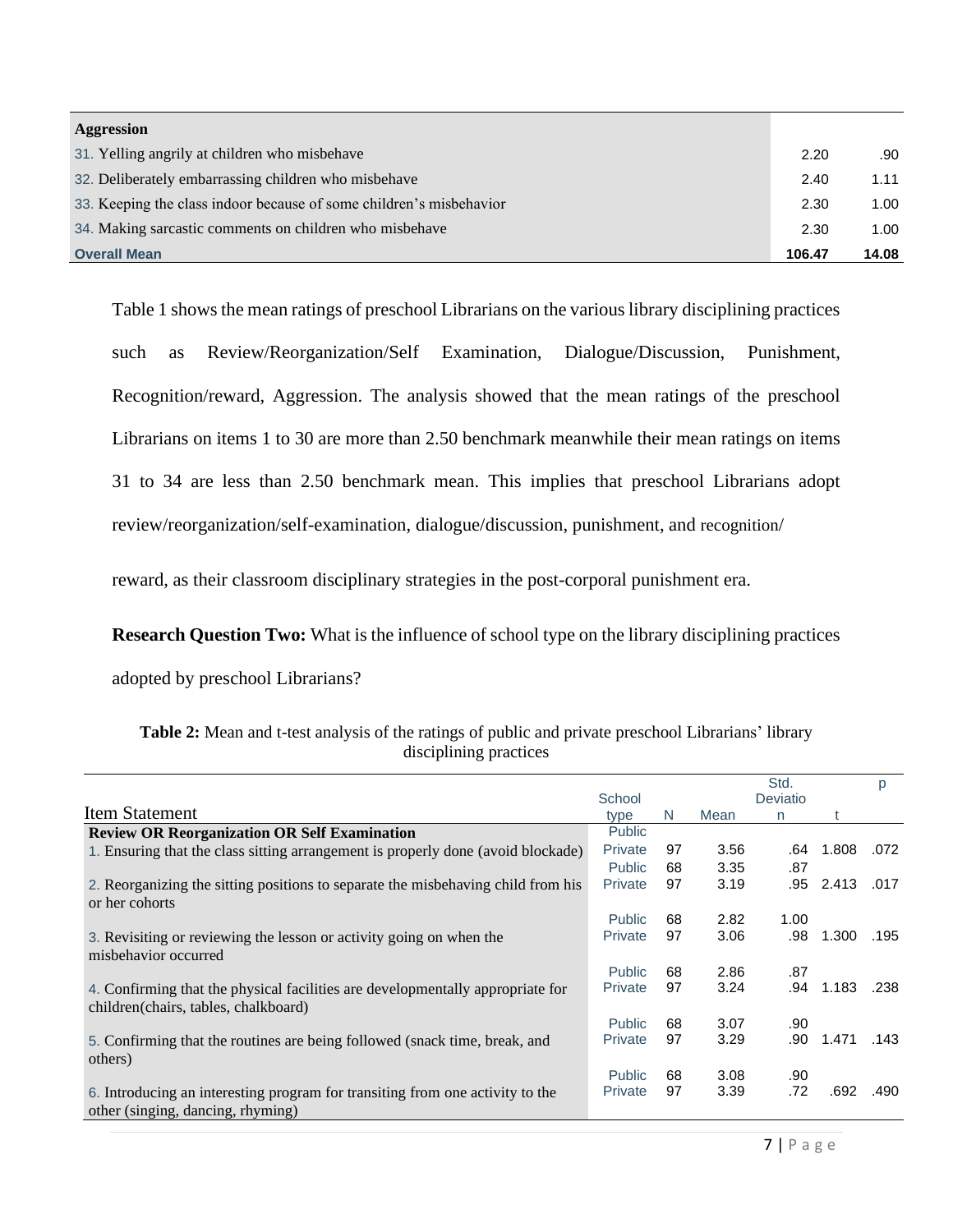| Aggression | | |
|---|---|---|
| 31. Yelling angrily at children who misbehave | 2.20 | .90 |
| 32. Deliberately embarrassing children who misbehave | 2.40 | 1.11 |
| 33. Keeping the class indoor because of some children's misbehavior | 2.30 | 1.00 |
| 34. Making sarcastic comments on children who misbehave | 2.30 | 1.00 |
| **Overall Mean** | **106.47** | **14.08** |

Table 1 shows the mean ratings of preschool Librarians on the various library disciplining practices such as Review/Reorganization/Self Examination, Dialogue/Discussion, Punishment, Recognition/reward, Aggression. The analysis showed that the mean ratings of the preschool Librarians on items 1 to 30 are more than 2.50 benchmark meanwhile their mean ratings on items 31 to 34 are less than 2.50 benchmark mean. This implies that preschool Librarians adopt review/reorganization/self-examination, dialogue/discussion, punishment, and recognition/ reward, as their classroom disciplinary strategies in the post-corporal punishment era.

**Research Question Two:** What is the influence of school type on the library disciplining practices adopted by preschool Librarians?

**Table 2:** Mean and t-test analysis of the ratings of public and private preschool Librarians' library disciplining practices

| Item Statement | School type | N | Mean | Std. Deviation | t | p |
|---|---|---|---|---|---|---|
| **Review OR Reorganization OR Self Examination** | | | | | | |
| 1. Ensuring that the class sitting arrangement is properly done (avoid blockade) | Public | 68 | 3.35 | .87 | | |
| | Private | 97 | 3.56 | .64 | 1.808 | .072 |
| 2. Reorganizing the sitting positions to separate the misbehaving child from his or her cohorts | Public | 68 | 2.82 | 1.00 | | |
| | Private | 97 | 3.19 | .95 | 2.413 | .017 |
| 3. Revisiting or reviewing the lesson or activity going on when the misbehavior occurred | Public | 68 | 2.86 | .87 | | |
| | Private | 97 | 3.06 | .98 | 1.300 | .195 |
| 4. Confirming that the physical facilities are developmentally appropriate for children(chairs, tables, chalkboard) | Public | 68 | 3.07 | .90 | | |
| | Private | 97 | 3.24 | .94 | 1.183 | .238 |
| 5. Confirming that the routines are being followed (snack time, break, and others) | Public | 68 | 3.08 | .90 | | |
| | Private | 97 | 3.29 | .90 | 1.471 | .143 |
| 6. Introducing an interesting program for transiting from one activity to the other (singing, dancing, rhyming) | Private | 97 | 3.39 | .72 | .692 | .490 |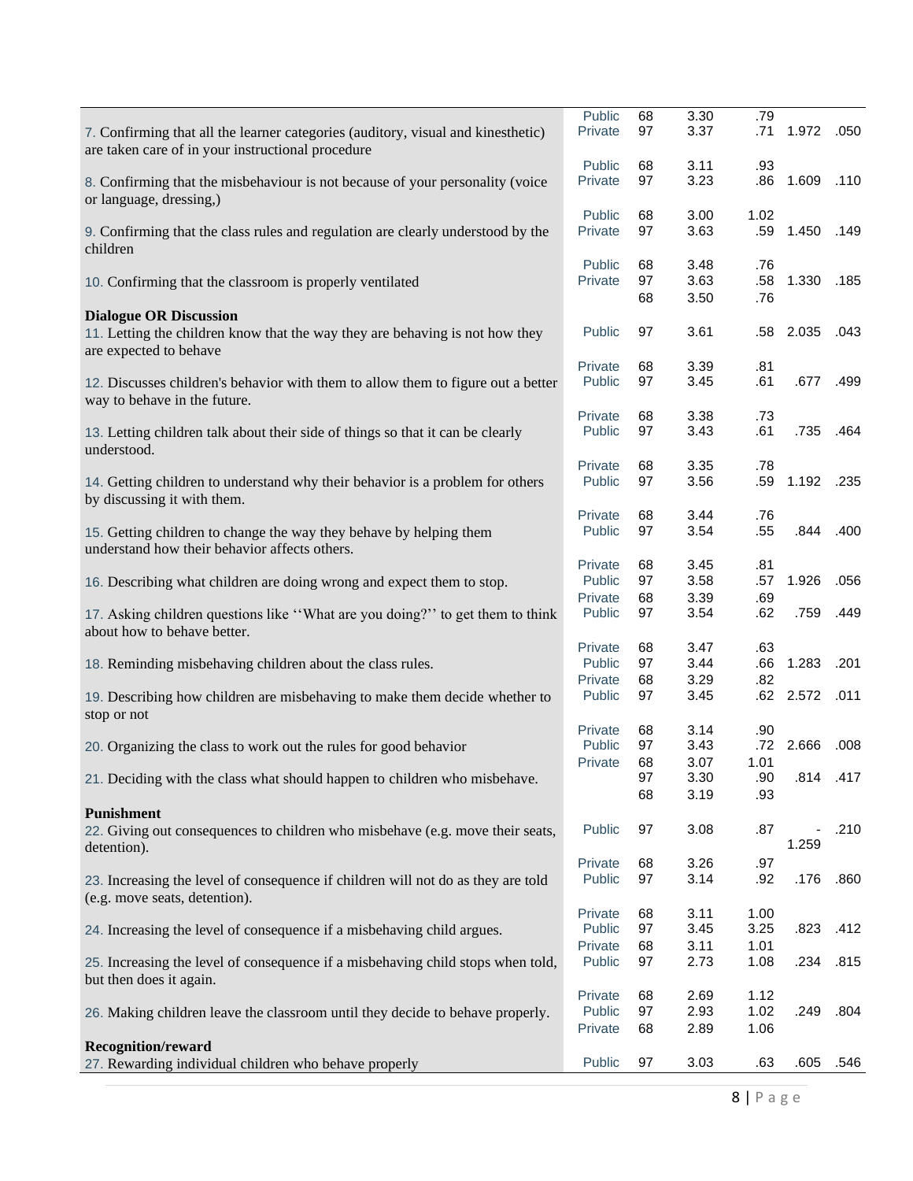| | | | | | | |
|---|---|---|---|---|---|---|
| | Public | 68 | 3.30 | .79 | | |
| 7. Confirming that all the learner categories (auditory, visual and kinesthetic) are taken care of in your instructional procedure | Private | 97 | 3.37 | .71 | 1.972 | .050 |
| | Public | 68 | 3.11 | .93 | | |
| 8. Confirming that the misbehaviour is not because of your personality (voice or language, dressing,) | Private | 97 | 3.23 | .86 | 1.609 | .110 |
| | Public | 68 | 3.00 | 1.02 | | |
| 9. Confirming that the class rules and regulation are clearly understood by the children | Private | 97 | 3.63 | .59 | 1.450 | .149 |
| | Public | 68 | 3.48 | .76 | | |
| 10. Confirming that the classroom is properly ventilated | Private | 97 | 3.63 | .58 | 1.330 | .185 |
| | | 68 | 3.50 | .76 | | |
| **Dialogue OR Discussion** | | | | | | |
| 11. Letting the children know that the way they are behaving is not how they are expected to behave | Public | 97 | 3.61 | .58 | 2.035 | .043 |
| | Private | 68 | 3.39 | .81 | | |
| 12. Discusses children's behavior with them to allow them to figure out a better way to behave in the future. | Public | 97 | 3.45 | .61 | .677 | .499 |
| | Private | 68 | 3.38 | .73 | | |
| 13. Letting children talk about their side of things so that it can be clearly understood. | Public | 97 | 3.43 | .61 | .735 | .464 |
| | Private | 68 | 3.35 | .78 | | |
| 14. Getting children to understand why their behavior is a problem for others by discussing it with them. | Public | 97 | 3.56 | .59 | 1.192 | .235 |
| | Private | 68 | 3.44 | .76 | | |
| 15. Getting children to change the way they behave by helping them understand how their behavior affects others. | Public | 97 | 3.54 | .55 | .844 | .400 |
| | Private | 68 | 3.45 | .81 | | |
| 16. Describing what children are doing wrong and expect them to stop. | Public | 97 | 3.58 | .57 | 1.926 | .056 |
| | Private | 68 | 3.39 | .69 | | |
| 17. Asking children questions like ''What are you doing?'' to get them to think about how to behave better. | Public | 97 | 3.54 | .62 | .759 | .449 |
| | Private | 68 | 3.47 | .63 | | |
| 18. Reminding misbehaving children about the class rules. | Public | 97 | 3.44 | .66 | 1.283 | .201 |
| | Private | 68 | 3.29 | .82 | | |
| 19. Describing how children are misbehaving to make them decide whether to stop or not | Public | 97 | 3.45 | .62 | 2.572 | .011 |
| | Private | 68 | 3.14 | .90 | | |
| 20. Organizing the class to work out the rules for good behavior | Public | 97 | 3.43 | .72 | 2.666 | .008 |
| | Private | 68 | 3.07 | 1.01 | | |
| 21. Deciding with the class what should happen to children who misbehave. | | 97 | 3.30 | .90 | .814 | .417 |
| | | 68 | 3.19 | .93 | | |
| **Punishment** | | | | | | |
| 22. Giving out consequences to children who misbehave (e.g. move their seats, detention). | Public | 97 | 3.08 | .87 | -1.259 | .210 |
| | Private | 68 | 3.26 | .97 | | |
| 23. Increasing the level of consequence if children will not do as they are told (e.g. move seats, detention). | Public | 97 | 3.14 | .92 | .176 | .860 |
| | Private | 68 | 3.11 | 1.00 | | |
| 24. Increasing the level of consequence if a misbehaving child argues. | Public | 97 | 3.45 | 3.25 | .823 | .412 |
| | Private | 68 | 3.11 | 1.01 | | |
| 25. Increasing the level of consequence if a misbehaving child stops when told, but then does it again. | Public | 97 | 2.73 | 1.08 | .234 | .815 |
| | Private | 68 | 2.69 | 1.12 | | |
| 26. Making children leave the classroom until they decide to behave properly. | Public | 97 | 2.93 | 1.02 | .249 | .804 |
| | Private | 68 | 2.89 | 1.06 | | |
| **Recognition/reward** | | | | | | |
| 27. Rewarding individual children who behave properly | Public | 97 | 3.03 | .63 | .605 | .546 |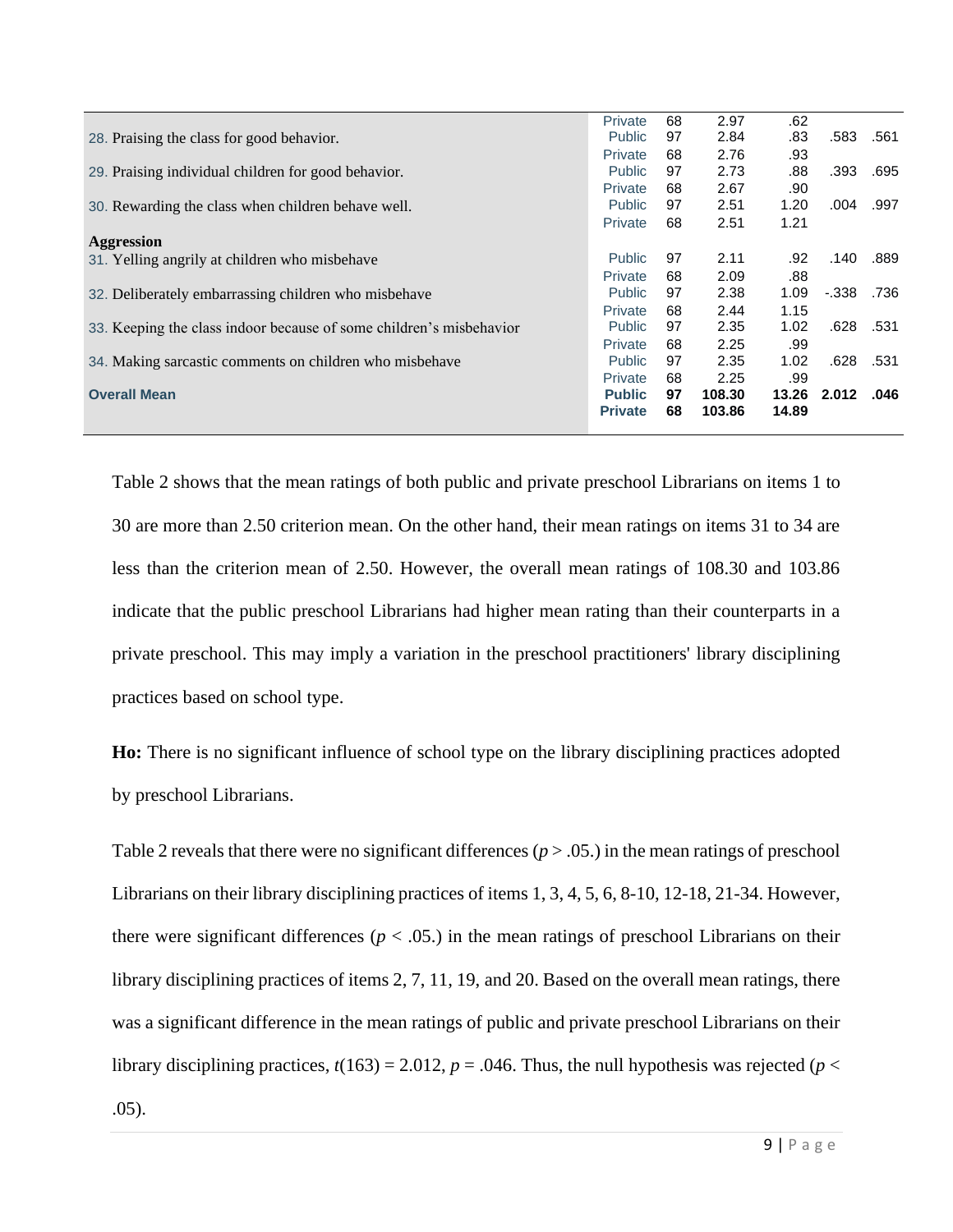| Item | School Type | N | Mean | SD | t | p |
|---|---|---|---|---|---|---|
| | Private | 68 | 2.97 | .62 | | |
| 28. Praising the class for good behavior. | Public | 97 | 2.84 | .83 | .583 | .561 |
| | Private | 68 | 2.76 | .93 | | |
| 29. Praising individual children for good behavior. | Public | 97 | 2.73 | .88 | .393 | .695 |
| | Private | 68 | 2.67 | .90 | | |
| 30. Rewarding the class when children behave well. | Public | 97 | 2.51 | 1.20 | .004 | .997 |
| | Private | 68 | 2.51 | 1.21 | | |
| **Aggression** | | | | | | |
| 31. Yelling angrily at children who misbehave | Public | 97 | 2.11 | .92 | .140 | .889 |
| | Private | 68 | 2.09 | .88 | | |
| 32. Deliberately embarrassing children who misbehave | Public | 97 | 2.38 | 1.09 | -.338 | .736 |
| | Private | 68 | 2.44 | 1.15 | | |
| 33. Keeping the class indoor because of some children's misbehavior | Public | 97 | 2.35 | 1.02 | .628 | .531 |
| | Private | 68 | 2.25 | .99 | | |
| 34. Making sarcastic comments on children who misbehave | Public | 97 | 2.35 | 1.02 | .628 | .531 |
| | Private | 68 | 2.25 | .99 | | |
| **Overall Mean** | **Public** | **97** | **108.30** | **13.26** | **2.012** | **.046** |
| | **Private** | **68** | **103.86** | **14.89** | | |

Table 2 shows that the mean ratings of both public and private preschool Librarians on items 1 to 30 are more than 2.50 criterion mean. On the other hand, their mean ratings on items 31 to 34 are less than the criterion mean of 2.50. However, the overall mean ratings of 108.30 and 103.86 indicate that the public preschool Librarians had higher mean rating than their counterparts in a private preschool. This may imply a variation in the preschool practitioners' library disciplining practices based on school type.

**Ho:** There is no significant influence of school type on the library disciplining practices adopted by preschool Librarians.

Table 2 reveals that there were no significant differences ($p > .05$.) in the mean ratings of preschool Librarians on their library disciplining practices of items 1, 3, 4, 5, 6, 8-10, 12-18, 21-34. However, there were significant differences ($p < .05$.) in the mean ratings of preschool Librarians on their library disciplining practices of items 2, 7, 11, 19, and 20. Based on the overall mean ratings, there was a significant difference in the mean ratings of public and private preschool Librarians on their library disciplining practices, $t(163) = 2.012$, $p = .046$. Thus, the null hypothesis was rejected ($p < .05$).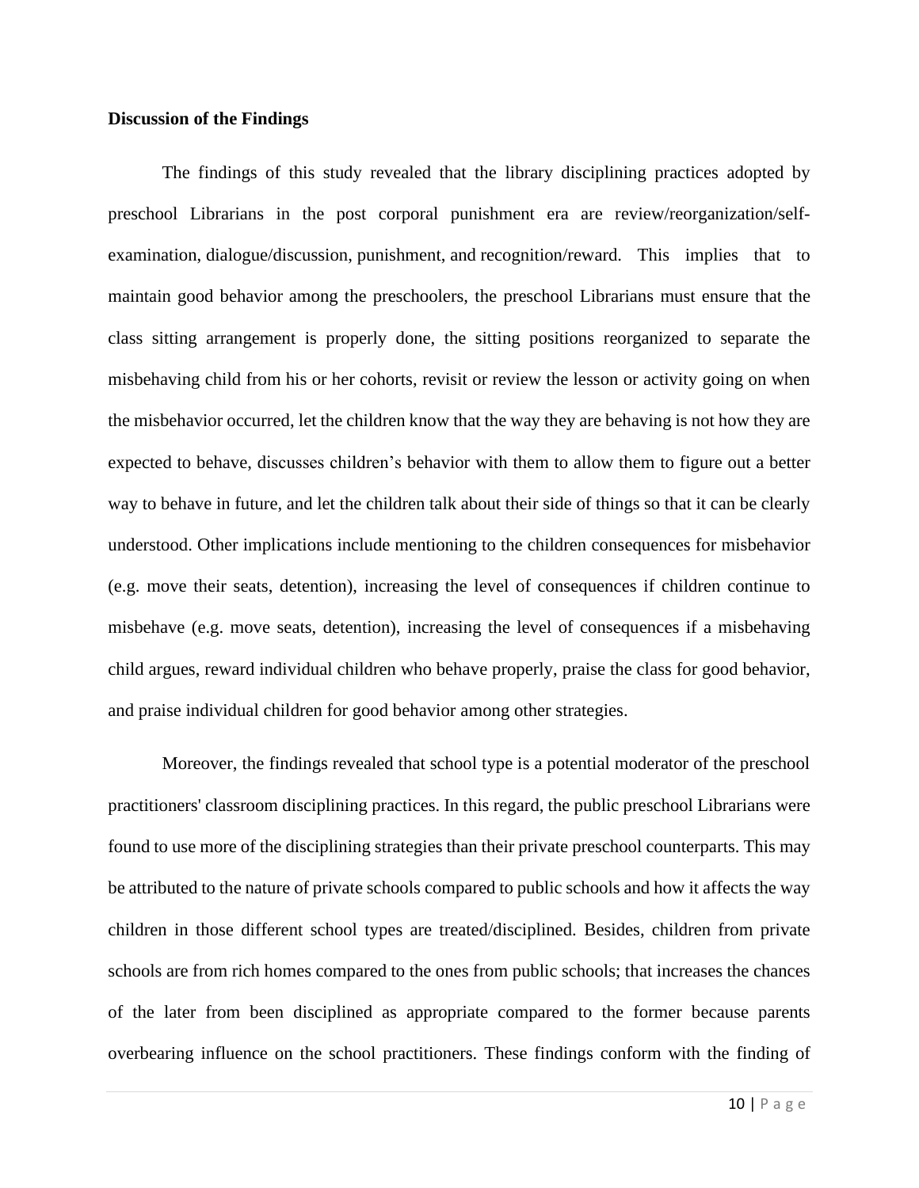**Discussion of the Findings**

The findings of this study revealed that the library disciplining practices adopted by preschool Librarians in the post corporal punishment era are review/reorganization/self-examination, dialogue/discussion, punishment, and recognition/reward. This implies that to maintain good behavior among the preschoolers, the preschool Librarians must ensure that the class sitting arrangement is properly done, the sitting positions reorganized to separate the misbehaving child from his or her cohorts, revisit or review the lesson or activity going on when the misbehavior occurred, let the children know that the way they are behaving is not how they are expected to behave, discusses children's behavior with them to allow them to figure out a better way to behave in future, and let the children talk about their side of things so that it can be clearly understood. Other implications include mentioning to the children consequences for misbehavior (e.g. move their seats, detention), increasing the level of consequences if children continue to misbehave (e.g. move seats, detention), increasing the level of consequences if a misbehaving child argues, reward individual children who behave properly, praise the class for good behavior, and praise individual children for good behavior among other strategies.

Moreover, the findings revealed that school type is a potential moderator of the preschool practitioners' classroom disciplining practices. In this regard, the public preschool Librarians were found to use more of the disciplining strategies than their private preschool counterparts. This may be attributed to the nature of private schools compared to public schools and how it affects the way children in those different school types are treated/disciplined. Besides, children from private schools are from rich homes compared to the ones from public schools; that increases the chances of the later from been disciplined as appropriate compared to the former because parents overbearing influence on the school practitioners. These findings conform with the finding of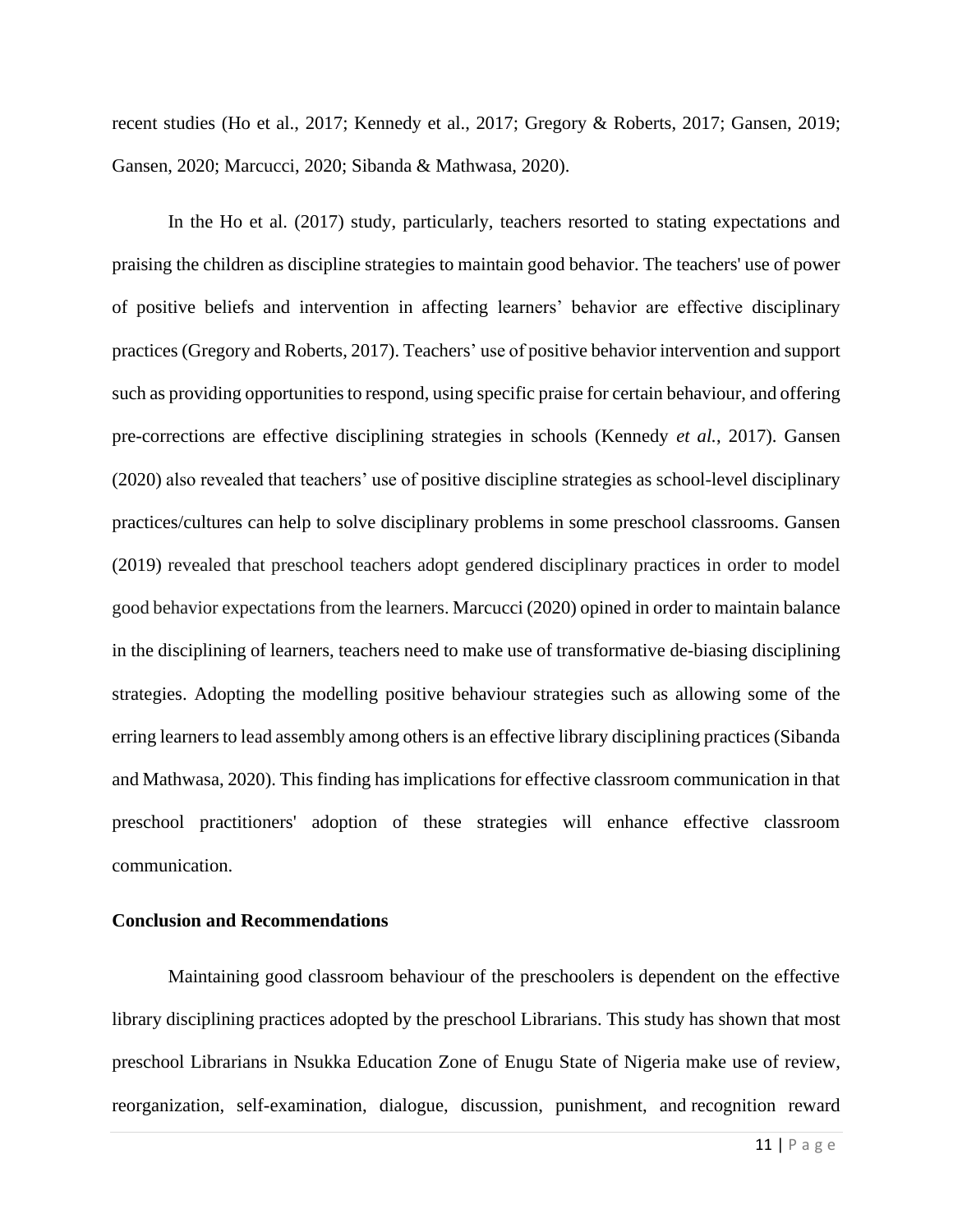recent studies (Ho et al., 2017; Kennedy et al., 2017; Gregory & Roberts, 2017; Gansen, 2019; Gansen, 2020; Marcucci, 2020; Sibanda & Mathwasa, 2020).

In the Ho et al. (2017) study, particularly, teachers resorted to stating expectations and praising the children as discipline strategies to maintain good behavior. The teachers' use of power of positive beliefs and intervention in affecting learners' behavior are effective disciplinary practices (Gregory and Roberts, 2017). Teachers' use of positive behavior intervention and support such as providing opportunities to respond, using specific praise for certain behaviour, and offering pre-corrections are effective disciplining strategies in schools (Kennedy *et al.*, 2017). Gansen (2020) also revealed that teachers' use of positive discipline strategies as school-level disciplinary practices/cultures can help to solve disciplinary problems in some preschool classrooms. Gansen (2019) revealed that preschool teachers adopt gendered disciplinary practices in order to model good behavior expectations from the learners. Marcucci (2020) opined in order to maintain balance in the disciplining of learners, teachers need to make use of transformative de-biasing disciplining strategies. Adopting the modelling positive behaviour strategies such as allowing some of the erring learners to lead assembly among others is an effective library disciplining practices (Sibanda and Mathwasa, 2020). This finding has implications for effective classroom communication in that preschool practitioners' adoption of these strategies will enhance effective classroom communication.

**Conclusion and Recommendations**

Maintaining good classroom behaviour of the preschoolers is dependent on the effective library disciplining practices adopted by the preschool Librarians. This study has shown that most preschool Librarians in Nsukka Education Zone of Enugu State of Nigeria make use of review, reorganization, self-examination, dialogue, discussion, punishment, and recognition reward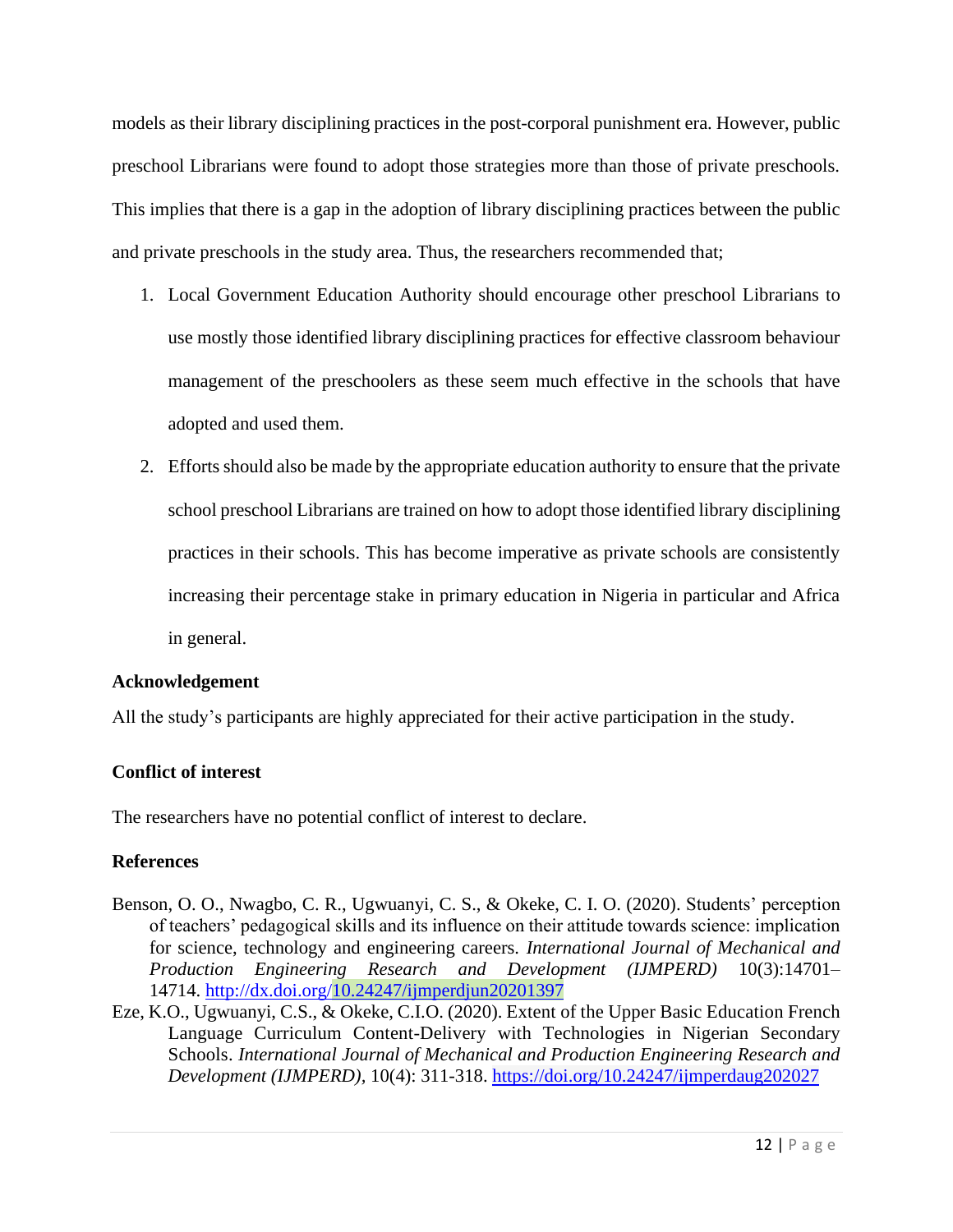models as their library disciplining practices in the post-corporal punishment era. However, public preschool Librarians were found to adopt those strategies more than those of private preschools. This implies that there is a gap in the adoption of library disciplining practices between the public and private preschools in the study area. Thus, the researchers recommended that;

1. Local Government Education Authority should encourage other preschool Librarians to use mostly those identified library disciplining practices for effective classroom behaviour management of the preschoolers as these seem much effective in the schools that have adopted and used them.
2. Efforts should also be made by the appropriate education authority to ensure that the private school preschool Librarians are trained on how to adopt those identified library disciplining practices in their schools. This has become imperative as private schools are consistently increasing their percentage stake in primary education in Nigeria in particular and Africa in general.

**Acknowledgement**

All the study's participants are highly appreciated for their active participation in the study.

**Conflict of interest**

The researchers have no potential conflict of interest to declare.

**References**

Benson, O. O., Nwagbo, C. R., Ugwuanyi, C. S., & Okeke, C. I. O. (2020). Students' perception of teachers' pedagogical skills and its influence on their attitude towards science: implication for science, technology and engineering careers. *International Journal of Mechanical and Production Engineering Research and Development (IJMPERD)* 10(3):14701–14714. http://dx.doi.org/10.24247/ijmperdjun20201397

Eze, K.O., Ugwuanyi, C.S., & Okeke, C.I.O. (2020). Extent of the Upper Basic Education French Language Curriculum Content-Delivery with Technologies in Nigerian Secondary Schools. *International Journal of Mechanical and Production Engineering Research and Development (IJMPERD),* 10(4): 311-318. https://doi.org/10.24247/ijmperdaug202027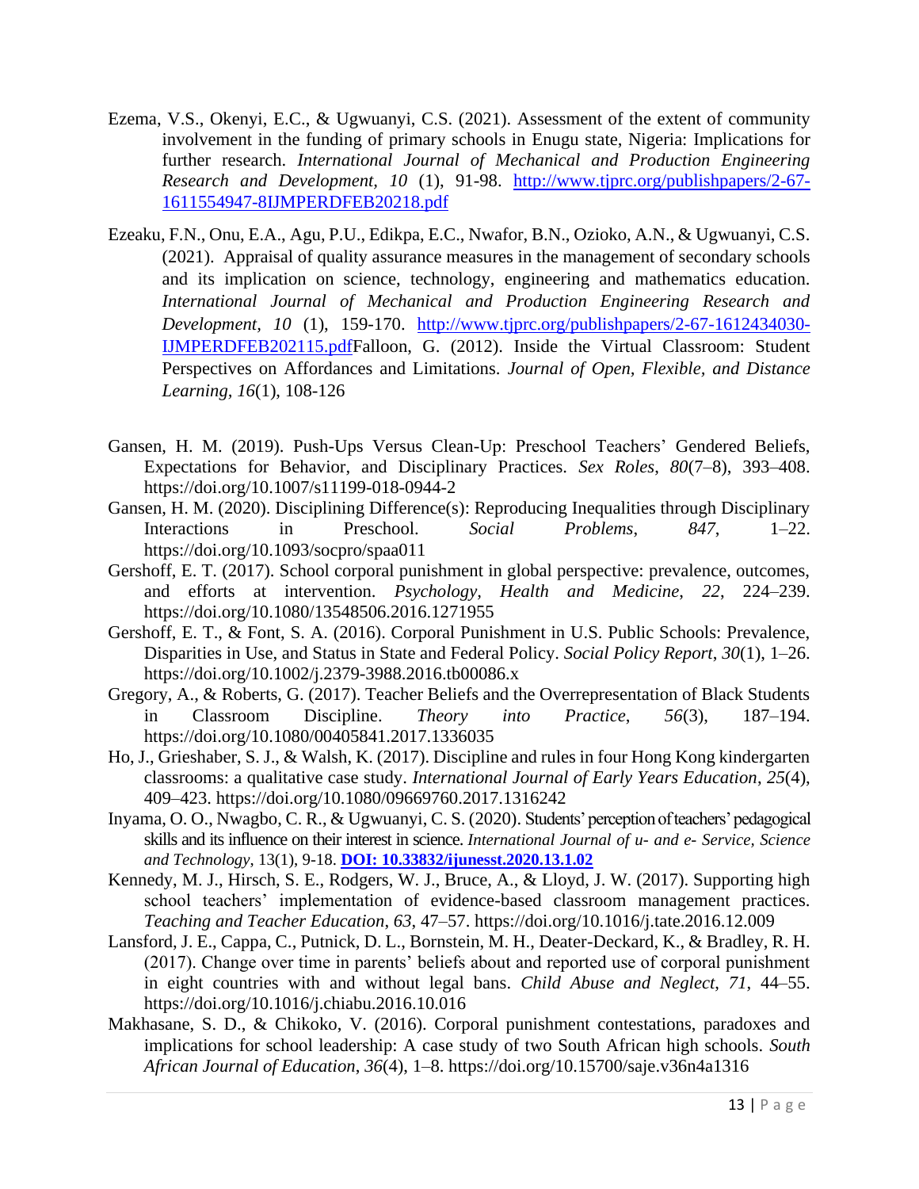Ezema, V.S., Okenyi, E.C., & Ugwuanyi, C.S. (2021). Assessment of the extent of community involvement in the funding of primary schools in Enugu state, Nigeria: Implications for further research. *International Journal of Mechanical and Production Engineering Research and Development, 10* (1), 91-98. http://www.tjprc.org/publishpapers/2-67-1611554947-8IJMPERDFEB20218.pdf

Ezeaku, F.N., Onu, E.A., Agu, P.U., Edikpa, E.C., Nwafor, B.N., Ozioko, A.N., & Ugwuanyi, C.S. (2021). Appraisal of quality assurance measures in the management of secondary schools and its implication on science, technology, engineering and mathematics education. *International Journal of Mechanical and Production Engineering Research and Development, 10* (1), 159-170. http://www.tjprc.org/publishpapers/2-67-1612434030-IJMPERDFEB202115.pdfFalloon, G. (2012). Inside the Virtual Classroom: Student Perspectives on Affordances and Limitations. *Journal of Open, Flexible, and Distance Learning, 16*(1), 108-126

Gansen, H. M. (2019). Push-Ups Versus Clean-Up: Preschool Teachers' Gendered Beliefs, Expectations for Behavior, and Disciplinary Practices. *Sex Roles*, *80*(7–8), 393–408. https://doi.org/10.1007/s11199-018-0944-2

Gansen, H. M. (2020). Disciplining Difference(s): Reproducing Inequalities through Disciplinary Interactions in Preschool. *Social Problems*, *847*, 1–22. https://doi.org/10.1093/socpro/spaa011

Gershoff, E. T. (2017). School corporal punishment in global perspective: prevalence, outcomes, and efforts at intervention. *Psychology, Health and Medicine*, *22*, 224–239. https://doi.org/10.1080/13548506.2016.1271955

Gershoff, E. T., & Font, S. A. (2016). Corporal Punishment in U.S. Public Schools: Prevalence, Disparities in Use, and Status in State and Federal Policy. *Social Policy Report*, *30*(1), 1–26. https://doi.org/10.1002/j.2379-3988.2016.tb00086.x

Gregory, A., & Roberts, G. (2017). Teacher Beliefs and the Overrepresentation of Black Students in Classroom Discipline. *Theory into Practice*, *56*(3), 187–194. https://doi.org/10.1080/00405841.2017.1336035

Ho, J., Grieshaber, S. J., & Walsh, K. (2017). Discipline and rules in four Hong Kong kindergarten classrooms: a qualitative case study. *International Journal of Early Years Education*, *25*(4), 409–423. https://doi.org/10.1080/09669760.2017.1316242

Inyama, O. O., Nwagbo, C. R., & Ugwuanyi, C. S. (2020). Students' perception of teachers' pedagogical skills and its influence on their interest in science. *International Journal of u- and e- Service, Science and Technology*, 13(1), 9-18. **DOI: 10.33832/ijunesst.2020.13.1.02**

Kennedy, M. J., Hirsch, S. E., Rodgers, W. J., Bruce, A., & Lloyd, J. W. (2017). Supporting high school teachers' implementation of evidence-based classroom management practices. *Teaching and Teacher Education*, *63*, 47–57. https://doi.org/10.1016/j.tate.2016.12.009

Lansford, J. E., Cappa, C., Putnick, D. L., Bornstein, M. H., Deater-Deckard, K., & Bradley, R. H. (2017). Change over time in parents' beliefs about and reported use of corporal punishment in eight countries with and without legal bans. *Child Abuse and Neglect*, *71*, 44–55. https://doi.org/10.1016/j.chiabu.2016.10.016

Makhasane, S. D., & Chikoko, V. (2016). Corporal punishment contestations, paradoxes and implications for school leadership: A case study of two South African high schools. *South African Journal of Education*, *36*(4), 1–8. https://doi.org/10.15700/saje.v36n4a1316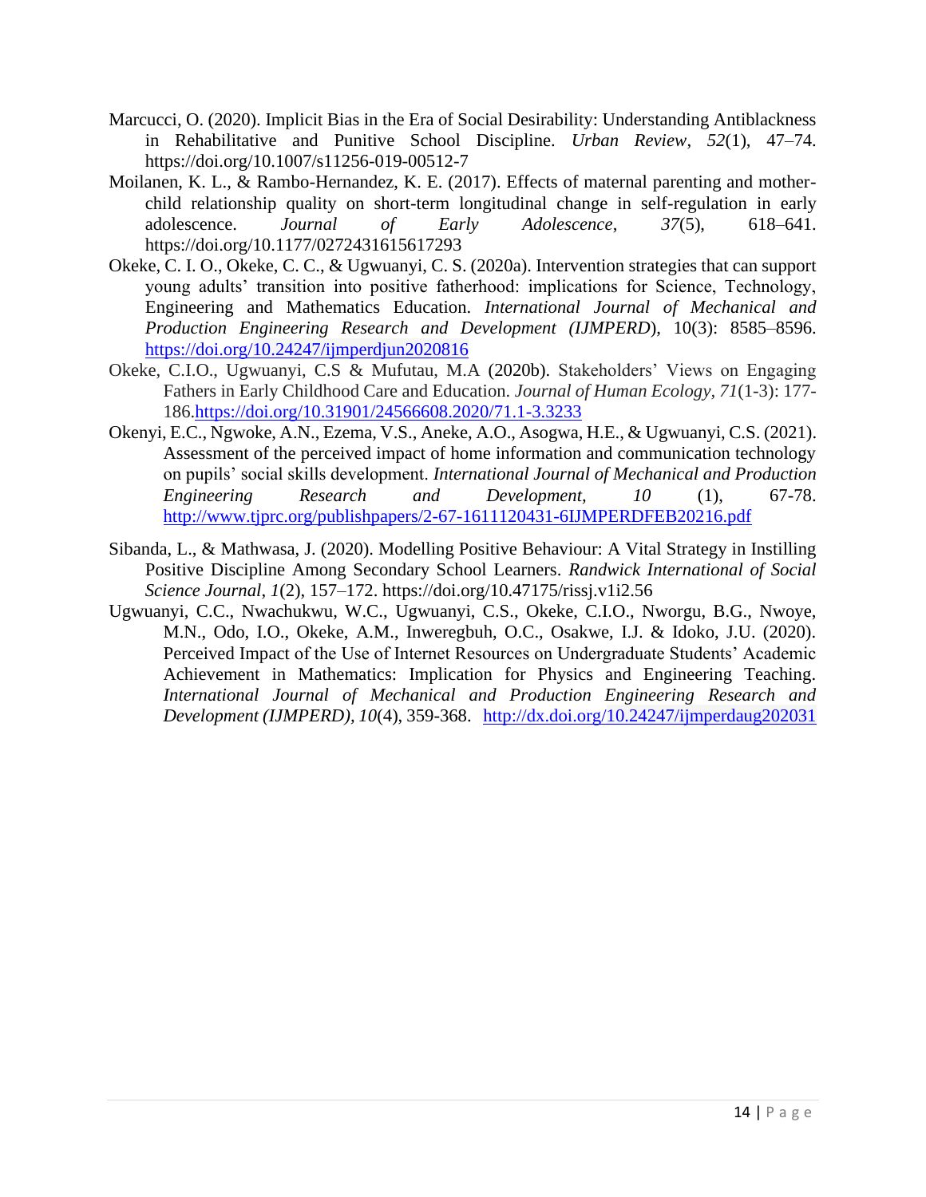Marcucci, O. (2020). Implicit Bias in the Era of Social Desirability: Understanding Antiblackness in Rehabilitative and Punitive School Discipline. *Urban Review*, *52*(1), 47–74. https://doi.org/10.1007/s11256-019-00512-7

Moilanen, K. L., & Rambo-Hernandez, K. E. (2017). Effects of maternal parenting and mother-child relationship quality on short-term longitudinal change in self-regulation in early adolescence. *Journal of Early Adolescence*, *37*(5), 618–641. https://doi.org/10.1177/0272431615617293

Okeke, C. I. O., Okeke, C. C., & Ugwuanyi, C. S. (2020a). Intervention strategies that can support young adults' transition into positive fatherhood: implications for Science, Technology, Engineering and Mathematics Education. *International Journal of Mechanical and Production Engineering Research and Development (IJMPERD*), 10(3): 8585–8596. https://doi.org/10.24247/ijmperdjun2020816

Okeke, C.I.O., Ugwuanyi, C.S & Mufutau, M.A (2020b). Stakeholders' Views on Engaging Fathers in Early Childhood Care and Education. *Journal of Human Ecology, 71*(1-3): 177-186.https://doi.org/10.31901/24566608.2020/71.1-3.3233

Okenyi, E.C., Ngwoke, A.N., Ezema, V.S., Aneke, A.O., Asogwa, H.E., & Ugwuanyi, C.S. (2021). Assessment of the perceived impact of home information and communication technology on pupils' social skills development. *International Journal of Mechanical and Production Engineering Research and Development, 10* (1), 67-78. http://www.tjprc.org/publishpapers/2-67-1611120431-6IJMPERDFEB20216.pdf

Sibanda, L., & Mathwasa, J. (2020). Modelling Positive Behaviour: A Vital Strategy in Instilling Positive Discipline Among Secondary School Learners. *Randwick International of Social Science Journal*, *1*(2), 157–172. https://doi.org/10.47175/rissj.v1i2.56

Ugwuanyi, C.C., Nwachukwu, W.C., Ugwuanyi, C.S., Okeke, C.I.O., Nworgu, B.G., Nwoye, M.N., Odo, I.O., Okeke, A.M., Inweregbuh, O.C., Osakwe, I.J. & Idoko, J.U. (2020). Perceived Impact of the Use of Internet Resources on Undergraduate Students' Academic Achievement in Mathematics: Implication for Physics and Engineering Teaching. *International Journal of Mechanical and Production Engineering Research and Development (IJMPERD), 10*(4), 359-368. http://dx.doi.org/10.24247/ijmperdaug202031